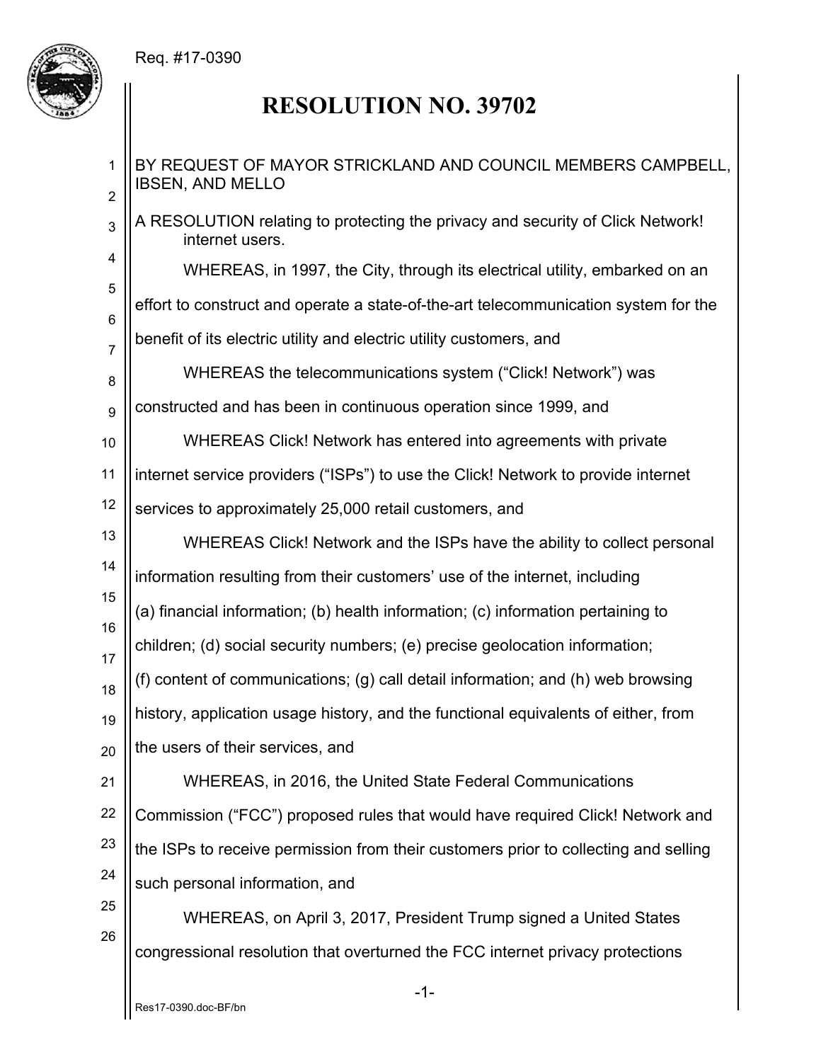Req. #17-0390

# RESOLUTION NO. 39702

BY REQUEST OF MAYOR STRICKLAND AND COUNCIL MEMBERS CAMPBELL, IBSEN, AND MELLO

A RESOLUTION relating to protecting the privacy and security of Click Network! internet users.

WHEREAS, in 1997, the City, through its electrical utility, embarked on an effort to construct and operate a state-of-the-art telecommunication system for the benefit of its electric utility and electric utility customers, and

WHEREAS the telecommunications system ("Click! Network") was constructed and has been in continuous operation since 1999, and

WHEREAS Click! Network has entered into agreements with private internet service providers ("ISPs") to use the Click! Network to provide internet services to approximately 25,000 retail customers, and

WHEREAS Click! Network and the ISPs have the ability to collect personal information resulting from their customers' use of the internet, including (a) financial information; (b) health information; (c) information pertaining to children; (d) social security numbers; (e) precise geolocation information; (f) content of communications; (g) call detail information; and (h) web browsing history, application usage history, and the functional equivalents of either, from the users of their services, and

WHEREAS, in 2016, the United State Federal Communications Commission ("FCC") proposed rules that would have required Click! Network and the ISPs to receive permission from their customers prior to collecting and selling such personal information, and

WHEREAS, on April 3, 2017, President Trump signed a United States congressional resolution that overturned the FCC internet privacy protections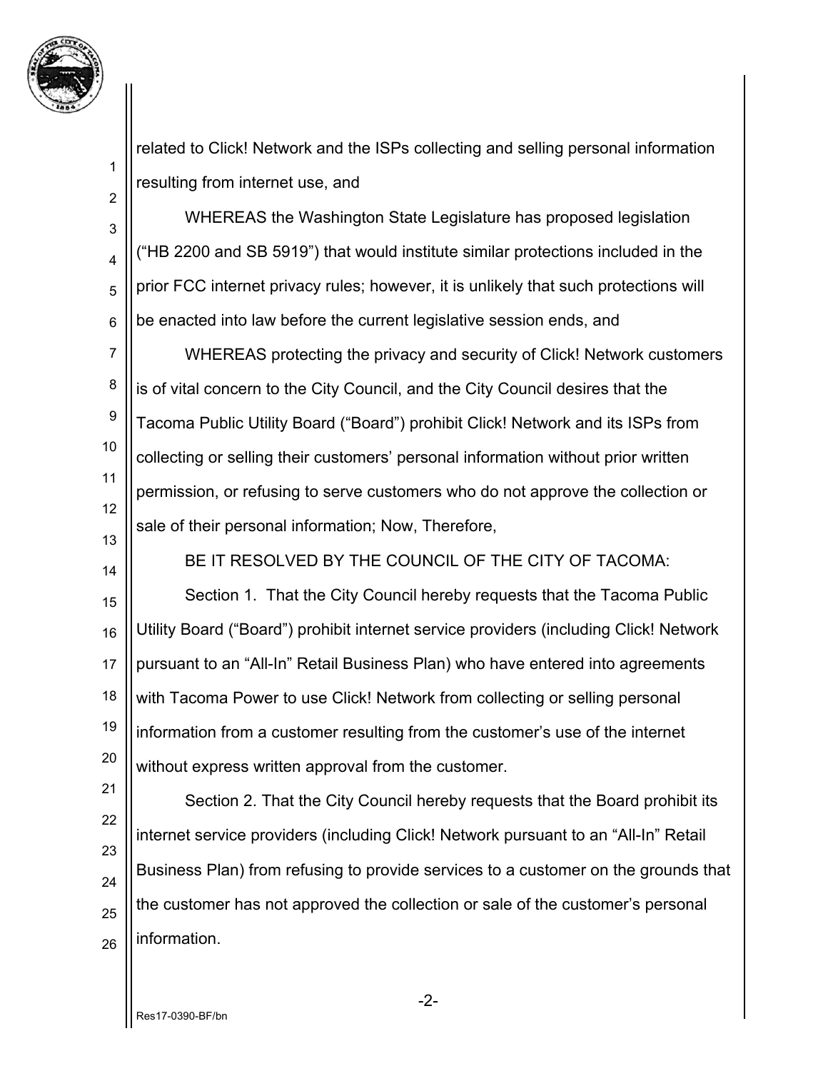related to Click! Network and the ISPs collecting and selling personal information resulting from internet use, and

WHEREAS the Washington State Legislature has proposed legislation ("HB 2200 and SB 5919") that would institute similar protections included in the prior FCC internet privacy rules; however, it is unlikely that such protections will be enacted into law before the current legislative session ends, and

WHEREAS protecting the privacy and security of Click! Network customers is of vital concern to the City Council, and the City Council desires that the Tacoma Public Utility Board ("Board") prohibit Click! Network and its ISPs from collecting or selling their customers' personal information without prior written permission, or refusing to serve customers who do not approve the collection or sale of their personal information; Now, Therefore,

BE IT RESOLVED BY THE COUNCIL OF THE CITY OF TACOMA:

Section 1. That the City Council hereby requests that the Tacoma Public Utility Board ("Board") prohibit internet service providers (including Click! Network pursuant to an "All-In" Retail Business Plan) who have entered into agreements with Tacoma Power to use Click! Network from collecting or selling personal information from a customer resulting from the customer's use of the internet without express written approval from the customer.

Section 2. That the City Council hereby requests that the Board prohibit its internet service providers (including Click! Network pursuant to an "All-In" Retail Business Plan) from refusing to provide services to a customer on the grounds that the customer has not approved the collection or sale of the customer's personal information.

Res17-0390-BF/bn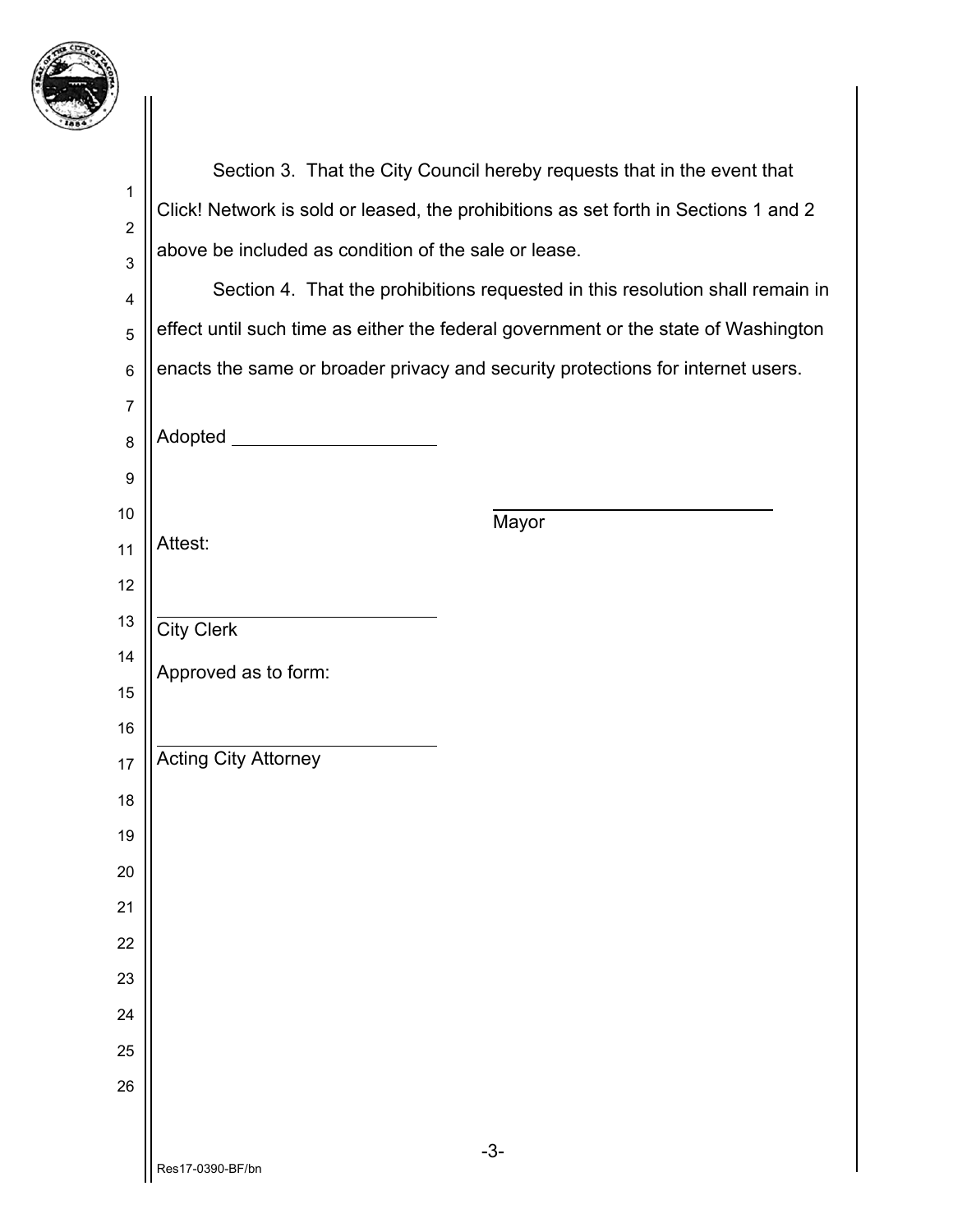Section 3. That the City Council hereby requests that in the event that Click! Network is sold or leased, the prohibitions as set forth in Sections 1 and 2 above be included as condition of the sale or lease.

Section 4. That the prohibitions requested in this resolution shall remain in effect until such time as either the federal government or the state of Washington enacts the same or broader privacy and security protections for internet users.

Adopted ____________________

____________________________
Mayor

Attest:

____________________________
City Clerk

Approved as to form:

____________________________
Acting City Attorney

Res17-0390-BF/bn